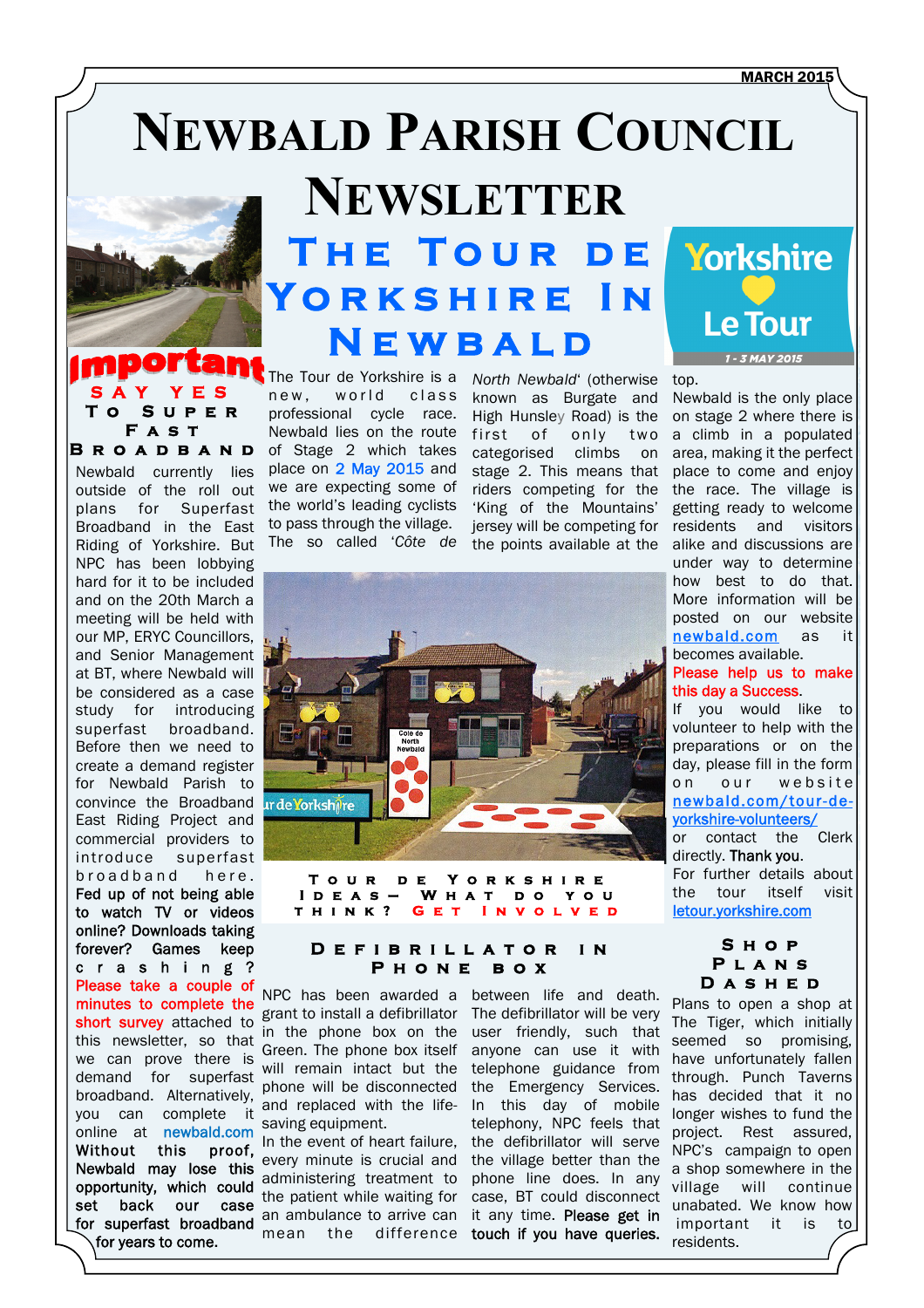MARCH 2015

# Newbald Parish Council Newsletter

## Important

### Say Yes To Super Fast Broadband

Newbald currently lies outside of the roll out plans for Superfast Broadband in the East Riding of Yorkshire. But NPC has been lobbying hard for it to be included and on the 20th March a meeting will be held with our MP, ERYC Councillors, and Senior Management at BT, where Newbald will be considered as a case study for introducing superfast broadband. Before then we need to create a demand register for Newbald Parish to convince the Broadband East Riding Project and commercial providers to introduce superfast broadband here. **Fed up of not being able to watch TV or videos online? Downloads taking forever? Games keep crashing?** Please take a couple of minutes to complete the short survey attached to this newsletter, so that we can prove there is demand for superfast broadband. Alternatively, you can complete it online at newbald.com **Without this proof, Newbald may lose this opportunity, which could set back our case for superfast broadband for years to come.**

## The Tour de Yorkshire In Newbald

Yorkshire Le Tour 1 - 3 MAY 2015

The Tour de Yorkshire is a new, world class professional cycle race. Newbald lies on the route of Stage 2 which takes place on 2 May 2015 and we are expecting some of the world's leading cyclists to pass through the village. The so called *'Côte de North Newbald'* (otherwise known as Burgate and High Hunsley Road) is the first of only two categorised climbs on stage 2. This means that riders competing for the 'King of the Mountains' jersey will be competing for the points available at the top.

Newbald is the only place on stage 2 where there is a climb in a populated area, making it the perfect place to come and enjoy the race. The village is getting ready to welcome residents and visitors alike and discussions are under way to determine how best to do that. More information will be posted on our website newbald.com as it becomes available.

Please help us to make this day a Success.

If you would like to volunteer to help with the preparations or on the day, please fill in the form on our website newbald.com/tour-de-yorkshire-volunteers/ or contact the Clerk directly. **Thank you.**

For further details about the tour itself visit letour.yorkshire.com

Tour de Yorkshire Ideas— What do you think? Get Involved

## Defibrillator in Phone Box

NPC has been awarded a grant to install a defibrillator in the phone box on the Green. The phone box itself will remain intact but the phone will be disconnected and replaced with the life-saving equipment.

In the event of heart failure, every minute is crucial and administering treatment to the patient while waiting for an ambulance to arrive can mean the difference between life and death. The defibrillator will be very user friendly, such that anyone can use it with telephone guidance from the Emergency Services. In this day of mobile telephony, NPC feels that the defibrillator will serve the village better than the phone line does. In any case, BT could disconnect it any time. **Please get in touch if you have queries.**

## Shop Plans Dashed

Plans to open a shop at The Tiger, which initially seemed so promising, have unfortunately fallen through. Punch Taverns has decided that it no longer wishes to fund the project. Rest assured, NPC's campaign to open a shop somewhere in the village will continue unabated. We know how important it is to residents.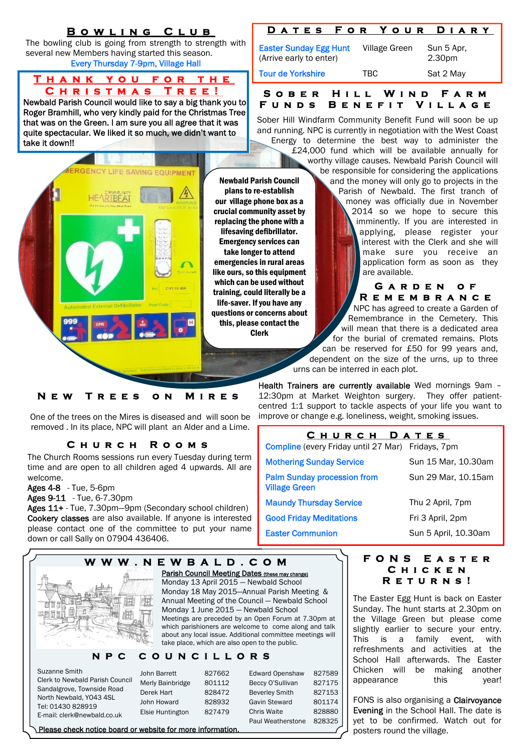## Bowling Club

The bowling club is going from strength to strength with several new Members having started this season.

Every Thursday 7-9pm, Village Hall

## Thank you for the Christmas Tree!

Newbald Parish Council would like to say a big thank you to Roger Bramhill, who very kindly paid for the Christmas Tree that was on the Green. I am sure you all agree that it was quite spectacular. We liked it so much, we didn't want to take it down!!

**Newbald Parish Council plans to re-establish our village phone box as a crucial community asset by replacing the phone with a lifesaving defibrillator. Emergency services can take longer to attend emergencies in rural areas like ours, so this equipment which can be used without training, could literally be a life-saver. If you have any questions or concerns about this, please contact the Clerk**

## Dates For Your Diary

| | | |
|---|---|---|
| Easter Sunday Egg Hunt (Arrive early to enter) | Village Green | Sun 5 Apr, 2.30pm |
| Tour de Yorkshire | TBC | Sat 2 May |

## Sober Hill Wind Farm Funds Benefit Village

Sober Hill Windfarm Community Benefit Fund will soon be up and running. NPC is currently in negotiation with the West Coast Energy to determine the best way to administer the £24,000 fund which will be available annually for worthy village causes. Newbald Parish Council will be responsible for considering the applications and the money will only go to projects in the Parish of Newbald. The first tranch of money was officially due in November 2014 so we hope to secure this imminently. If you are interested in applying, please register your interest with the Clerk and she will make sure you receive an application form as soon as they are available.

## Garden of Remembrance

NPC has agreed to create a Garden of Remembrance in the Cemetery. This will mean that there is a dedicated area for the burial of cremated remains. Plots can be reserved for £50 for 99 years and, dependent on the size of the urns, up to three urns can be interred in each plot.

## New Trees on Mires

One of the trees on the Mires is diseased and will soon be removed . In its place, NPC will plant an Alder and a Lime.

**Health Trainers are currently available** Wed mornings 9am – 12:30pm at Market Weighton surgery. They offer patient-centred 1:1 support to tackle aspects of your life you want to improve or change e.g. loneliness, weight, smoking issues.

## Church Rooms

The Church Rooms sessions run every Tuesday during term time and are open to all children aged 4 upwards. All are welcome.

**Ages 4-8** - Tue, 5-6pm
**Ages 9-11** - Tue, 6-7.30pm
**Ages 11+** - Tue, 7.30pm—9pm (Secondary school children)
**Cookery classes** are also available. If anyone is interested please contact one of the committee to put your name down or call Sally on 07904 436406.

## Church Dates

| | |
|---|---|
| Compline (every Friday until 27 Mar) | Fridays, 7pm |
| Mothering Sunday Service | Sun 15 Mar, 10.30am |
| Palm Sunday procession from Village Green | Sun 29 Mar, 10.15am |
| Maundy Thursday Service | Thu 2 April, 7pm |
| Good Friday Meditations | Fri 3 April, 2pm |
| Easter Communion | Sun 5 April, 10.30am |

## www.newbald.com

**Parish Council Meeting Dates** (these may change)
Monday 13 April 2015 — Newbald School
Monday 18 May 2015—Annual Parish Meeting & Annual Meeting of the Council — Newbald School
Monday 1 June 2015 — Newbald School
Meetings are preceded by an Open Forum at 7.30pm at which parishioners are welcome to come along and talk about any local issue. Additional committee meetings will take place, which are also open to the public.

### NPC Councillors

Suzanne Smith
Clerk to Newbald Parish Council
Sandalgrove, Townside Road
North Newbald, YO43 4SL
Tel: 01430 828919
E-mail: clerk@newbald.co.uk

| | | | |
|---|---|---|---|
| John Barrett | 827662 | Edward Openshaw | 827589 |
| Merly Bainbridge | 801112 | Beccy O'Sullivan | 827175 |
| Derek Hart | 828472 | Beverley Smith | 827153 |
| John Howard | 828932 | Gavin Steward | 801174 |
| Elsie Huntington | 827479 | Chris Waite | 828880 |
| | | Paul Weatherstone | 828325 |

Please check notice board or website for more information.

## FONS Easter Chicken Returns!

The Easter Egg Hunt is back on Easter Sunday. The hunt starts at 2.30pm on the Village Green but please come slightly earlier to secure your entry. This is a family event, with refreshments and activities at the School Hall afterwards. The Easter Chicken will be making another appearance this year!

FONS is also organising a **Clairvoyance Evening** in the School Hall. The date is yet to be confirmed. Watch out for posters round the village.